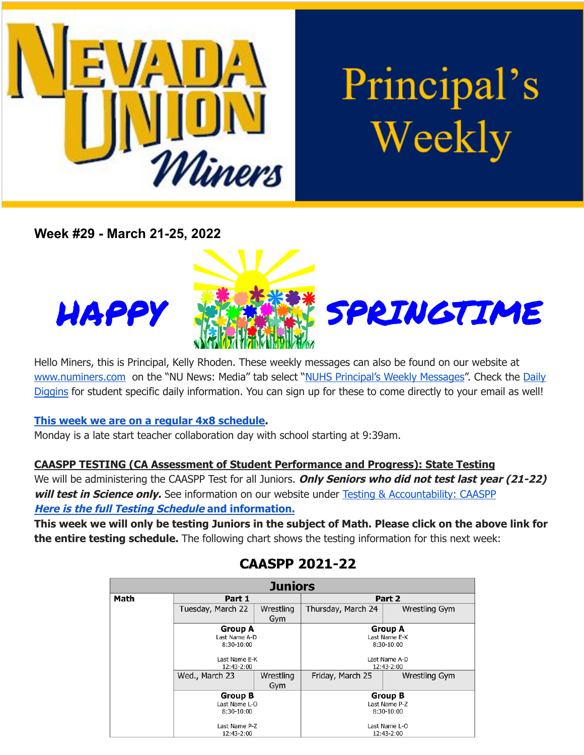# Nevada Union Miners — Principal's Weekly

**Week #29 - March 21-25, 2022**

## HAPPY SPRINGTIME

Hello Miners, this is Principal, Kelly Rhoden. These weekly messages can also be found on our website at www.numiners.com on the "NU News: Media" tab select "NUHS Principal's Weekly Messages". Check the Daily Diggins for student specific daily information. You can sign up for these to come directly to your email as well!

**This week we are on a regular 4x8 schedule.**
Monday is a late start teacher collaboration day with school starting at 9:39am.

**CAASPP TESTING (CA Assessment of Student Performance and Progress): State Testing**
We will be administering the CAASPP Test for all Juniors. ***Only Seniors who did not test last year (21-22) will test in Science only.*** See information on our website under Testing & Accountability: CAASPP
***Here is the full Testing Schedule* and information.**
**This week we will only be testing Juniors in the subject of Math. Please click on the above link for the entire testing schedule.** The following chart shows the testing information for this next week:

## CAASPP 2021-22

| Juniors | | | | |
|---|---|---|---|---|
| **Math** | **Part 1** | | **Part 2** | |
| | Tuesday, March 22 | Wrestling Gym | Thursday, March 24 | Wrestling Gym |
| | **Group A**<br>Last Name A-D<br>8:30-10:00<br><br>Last Name E-K<br>12:43-2:00 | | **Group A**<br>Last Name E-K<br>8:30-10:00<br><br>Last Name A-D<br>12:43-2:00 | |
| | Wed., March 23 | Wrestling Gym | Friday, March 25 | Wrestling Gym |
| | **Group B**<br>Last Name L-O<br>8:30-10:00<br><br>Last Name P-Z<br>12:43-2:00 | | **Group B**<br>Last Name P-Z<br>8:30-10:00<br><br>Last Name L-O<br>12:43-2:00 | |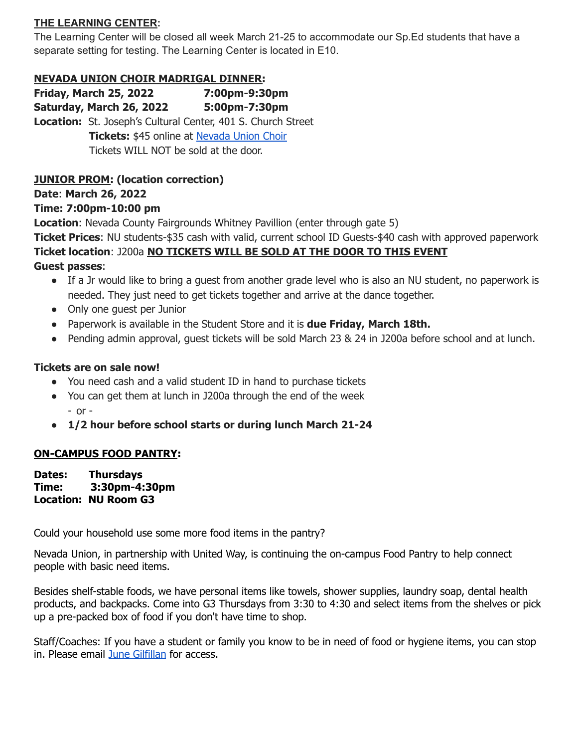## THE LEARNING CENTER:

The Learning Center will be closed all week March 21-25 to accommodate our Sp.Ed students that have a separate setting for testing. The Learning Center is located in E10.

## NEVADA UNION CHOIR MADRIGAL DINNER:

**Friday, March 25, 2022 7:00pm-9:30pm**
**Saturday, March 26, 2022 5:00pm-7:30pm**
**Location:** St. Joseph's Cultural Center, 401 S. Church Street
**Tickets:** $45 online at Nevada Union Choir
Tickets WILL NOT be sold at the door.

## JUNIOR PROM: (location correction)

**Date**: **March 26, 2022**
**Time: 7:00pm-10:00 pm**
**Location**: Nevada County Fairgrounds Whitney Pavillion (enter through gate 5)
**Ticket Prices**: NU students-$35 cash with valid, current school ID Guests-$40 cash with approved paperwork
**Ticket location**: J200a **NO TICKETS WILL BE SOLD AT THE DOOR TO THIS EVENT**
**Guest passes**:

- If a Jr would like to bring a guest from another grade level who is also an NU student, no paperwork is needed. They just need to get tickets together and arrive at the dance together.
- Only one guest per Junior
- Paperwork is available in the Student Store and it is **due Friday, March 18th.**
- Pending admin approval, guest tickets will be sold March 23 & 24 in J200a before school and at lunch.

**Tickets are on sale now!**

- You need cash and a valid student ID in hand to purchase tickets
- You can get them at lunch in J200a through the end of the week
  - or -
- **1/2 hour before school starts or during lunch March 21-24**

## ON-CAMPUS FOOD PANTRY:

**Dates: Thursdays**
**Time: 3:30pm-4:30pm**
**Location: NU Room G3**

Could your household use some more food items in the pantry?

Nevada Union, in partnership with United Way, is continuing the on-campus Food Pantry to help connect people with basic need items.

Besides shelf-stable foods, we have personal items like towels, shower supplies, laundry soap, dental health products, and backpacks. Come into G3 Thursdays from 3:30 to 4:30 and select items from the shelves or pick up a pre-packed box of food if you don't have time to shop.

Staff/Coaches: If you have a student or family you know to be in need of food or hygiene items, you can stop in. Please email June Gilfillan for access.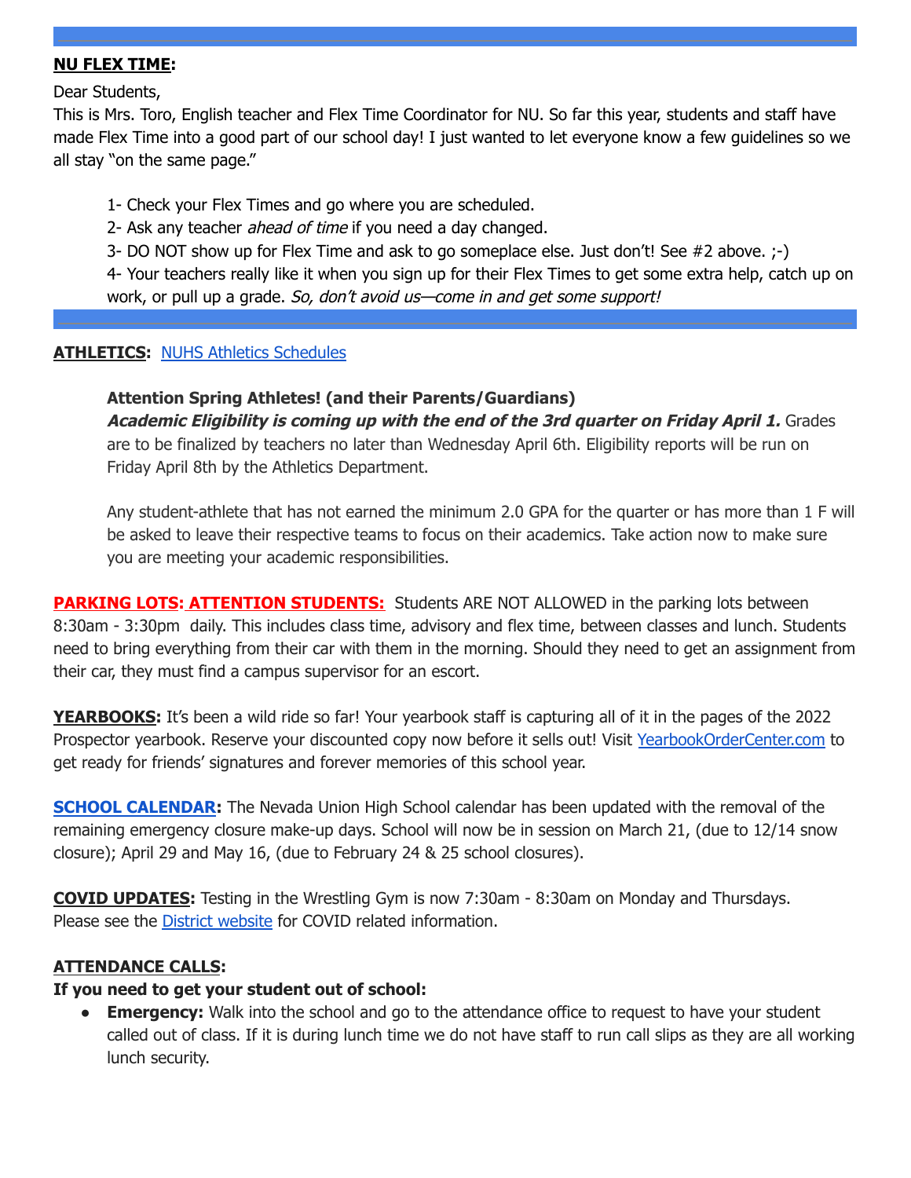---

**NU FLEX TIME:**

Dear Students,

This is Mrs. Toro, English teacher and Flex Time Coordinator for NU. So far this year, students and staff have made Flex Time into a good part of our school day! I just wanted to let everyone know a few guidelines so we all stay "on the same page."

1- Check your Flex Times and go where you are scheduled.

2- Ask any teacher *ahead of time* if you need a day changed.

3- DO NOT show up for Flex Time and ask to go someplace else. Just don't! See #2 above. ;-)

4- Your teachers really like it when you sign up for their Flex Times to get some extra help, catch up on work, or pull up a grade. *So, don't avoid us—come in and get some support!*

---

**ATHLETICS:** [NUHS Athletics Schedules]

**Attention Spring Athletes! (and their Parents/Guardians)**

***Academic Eligibility is coming up with the end of the 3rd quarter on Friday April 1.*** Grades are to be finalized by teachers no later than Wednesday April 6th. Eligibility reports will be run on Friday April 8th by the Athletics Department.

Any student-athlete that has not earned the minimum 2.0 GPA for the quarter or has more than 1 F will be asked to leave their respective teams to focus on their academics. Take action now to make sure you are meeting your academic responsibilities.

**PARKING LOTS: ATTENTION STUDENTS:** Students ARE NOT ALLOWED in the parking lots between 8:30am - 3:30pm daily. This includes class time, advisory and flex time, between classes and lunch. Students need to bring everything from their car with them in the morning. Should they need to get an assignment from their car, they must find a campus supervisor for an escort.

**YEARBOOKS:** It's been a wild ride so far! Your yearbook staff is capturing all of it in the pages of the 2022 Prospector yearbook. Reserve your discounted copy now before it sells out! Visit [YearbookOrderCenter.com] to get ready for friends' signatures and forever memories of this school year.

**SCHOOL CALENDAR:** The Nevada Union High School calendar has been updated with the removal of the remaining emergency closure make-up days. School will now be in session on March 21, (due to 12/14 snow closure); April 29 and May 16, (due to February 24 & 25 school closures).

**COVID UPDATES:** Testing in the Wrestling Gym is now 7:30am - 8:30am on Monday and Thursdays. Please see the [District website] for COVID related information.

**ATTENDANCE CALLS:**

**If you need to get your student out of school:**

- **Emergency:** Walk into the school and go to the attendance office to request to have your student called out of class. If it is during lunch time we do not have staff to run call slips as they are all working lunch security.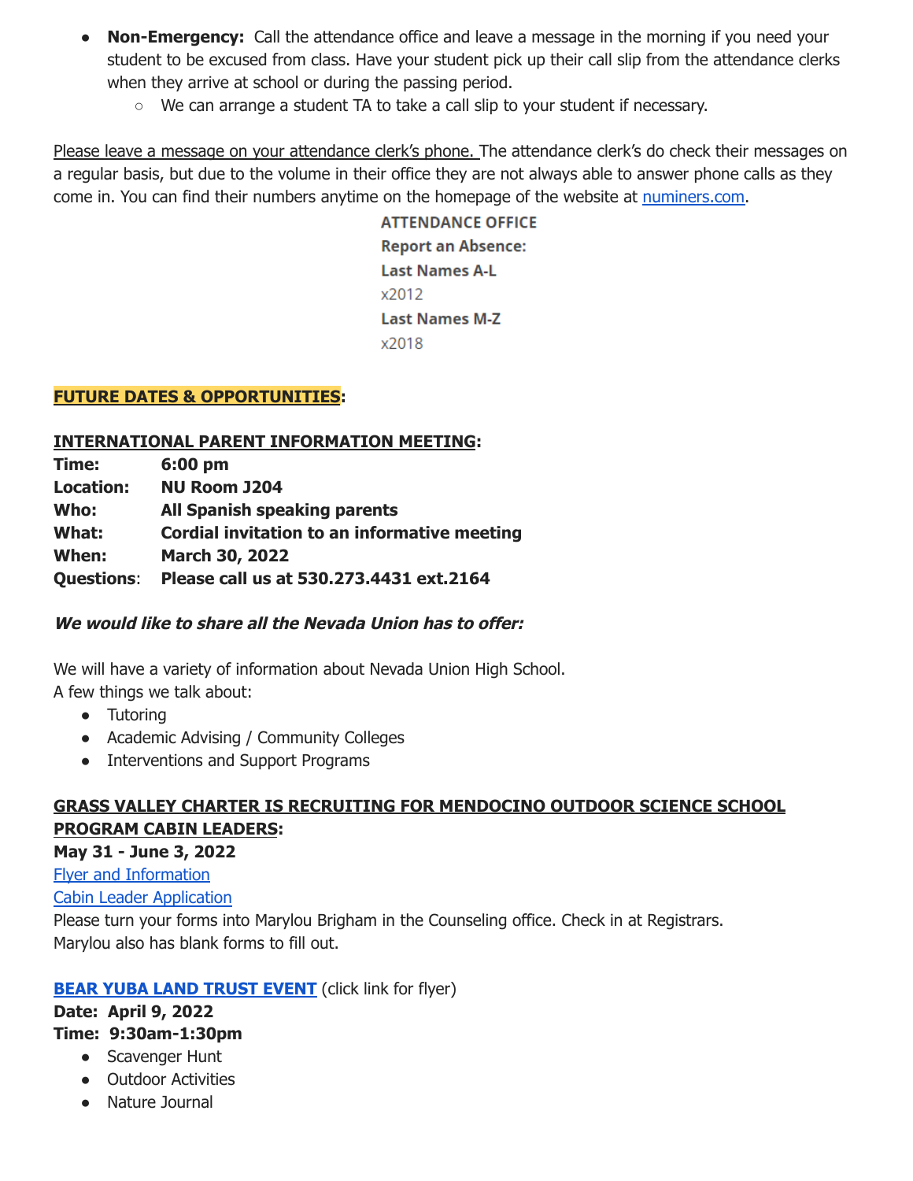- **Non-Emergency:** Call the attendance office and leave a message in the morning if you need your student to be excused from class. Have your student pick up their call slip from the attendance clerks when they arrive at school or during the passing period.
  - We can arrange a student TA to take a call slip to your student if necessary.

Please leave a message on your attendance clerk's phone. The attendance clerk's do check their messages on a regular basis, but due to the volume in their office they are not always able to answer phone calls as they come in. You can find their numbers anytime on the homepage of the website at numiners.com.

**ATTENDANCE OFFICE**
**Report an Absence:**
**Last Names A-L**
x2012
**Last Names M-Z**
x2018

**FUTURE DATES & OPPORTUNITIES:**

**INTERNATIONAL PARENT INFORMATION MEETING:**

| | |
|---|---|
| **Time:** | **6:00 pm** |
| **Location:** | **NU Room J204** |
| **Who:** | **All Spanish speaking parents** |
| **What:** | **Cordial invitation to an informative meeting** |
| **When:** | **March 30, 2022** |
| **Questions:** | **Please call us at 530.273.4431 ext.2164** |

***We would like to share all the Nevada Union has to offer:***

We will have a variety of information about Nevada Union High School.
A few things we talk about:

- Tutoring
- Academic Advising / Community Colleges
- Interventions and Support Programs

**GRASS VALLEY CHARTER IS RECRUITING FOR MENDOCINO OUTDOOR SCIENCE SCHOOL PROGRAM CABIN LEADERS:**

**May 31 - June 3, 2022**

Flyer and Information

Cabin Leader Application

Please turn your forms into Marylou Brigham in the Counseling office. Check in at Registrars.
Marylou also has blank forms to fill out.

**BEAR YUBA LAND TRUST EVENT** (click link for flyer)

**Date: April 9, 2022**

**Time: 9:30am-1:30pm**

- Scavenger Hunt
- Outdoor Activities
- Nature Journal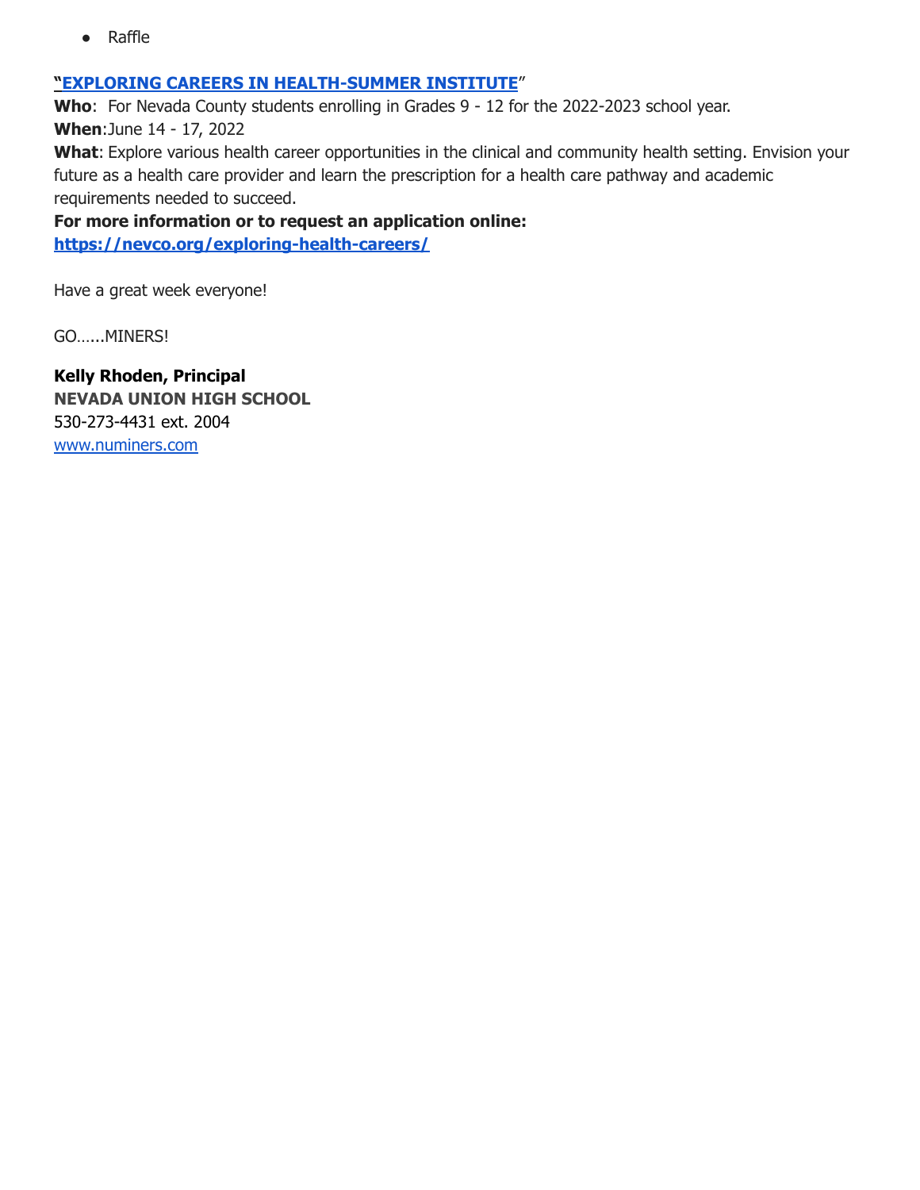- Raffle

**"[EXPLORING CAREERS IN HEALTH-SUMMER INSTITUTE](https://nevco.org/exploring-health-careers/)"**

**Who**: For Nevada County students enrolling in Grades 9 - 12 for the 2022-2023 school year.
**When**:June 14 - 17, 2022
**What**: Explore various health career opportunities in the clinical and community health setting. Envision your future as a health care provider and learn the prescription for a health care pathway and academic requirements needed to succeed.
**For more information or to request an application online:**
**https://nevco.org/exploring-health-careers/**

Have a great week everyone!

GO…...MINERS!

**Kelly Rhoden, Principal**
**NEVADA UNION HIGH SCHOOL**
530-273-4431 ext. 2004
www.numiners.com